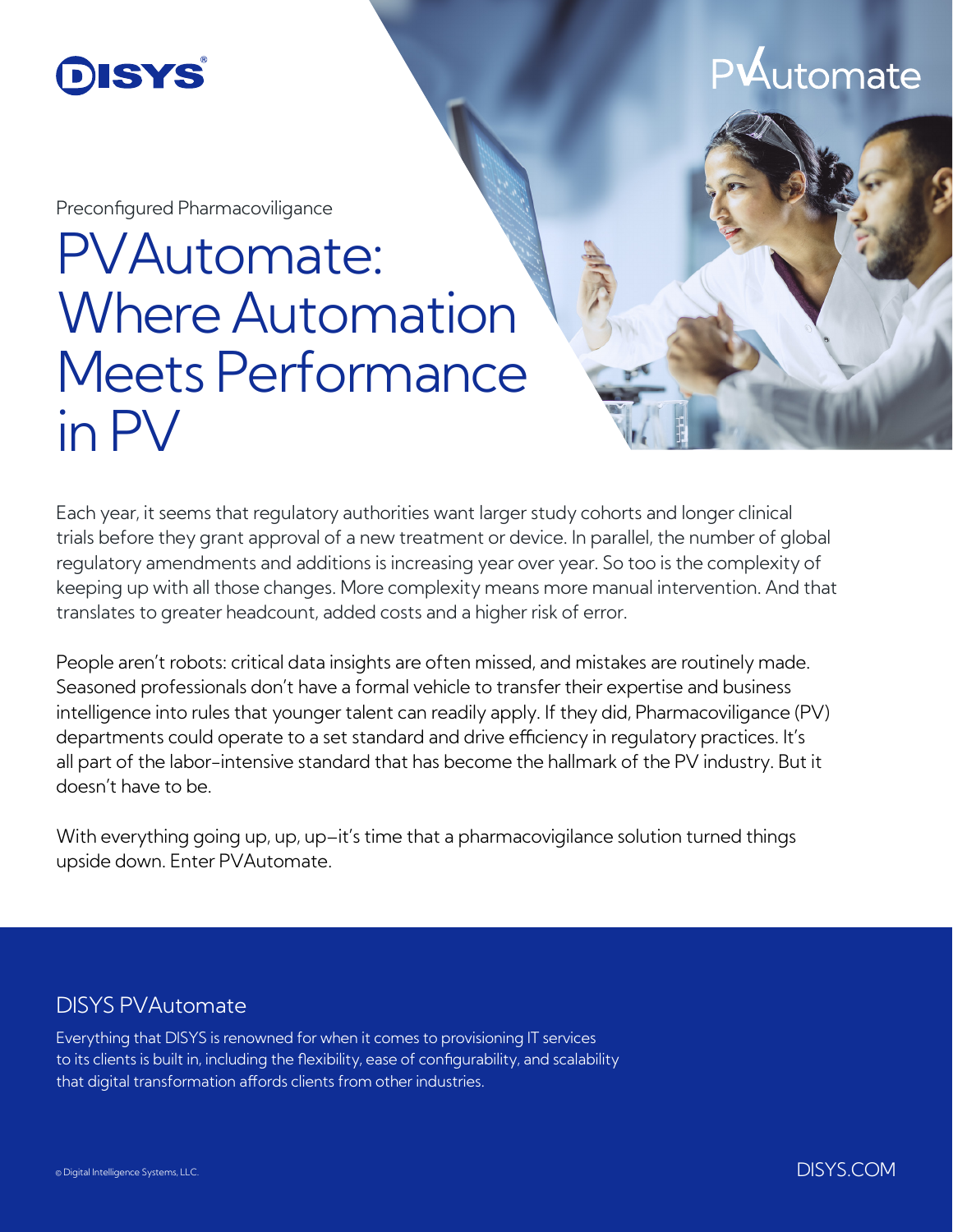DISYS

PVAutomate

Preconfigured Pharmacoviligance

# PVAutomate: Where Automation Meets Performance in PV

Each year, it seems that regulatory authorities want larger study cohorts and longer clinical trials before they grant approval of a new treatment or device. In parallel, the number of global regulatory amendments and additions is increasing year over year. So too is the complexity of keeping up with all those changes. More complexity means more manual intervention. And that translates to greater headcount, added costs and a higher risk of error.

People aren't robots: critical data insights are often missed, and mistakes are routinely made. Seasoned professionals don't have a formal vehicle to transfer their expertise and business intelligence into rules that younger talent can readily apply. If they did, Pharmacoviligance (PV) departments could operate to a set standard and drive efficiency in regulatory practices. It's all part of the labor-intensive standard that has become the hallmark of the PV industry. But it doesn't have to be.

With everything going up, up, up—it's time that a pharmacovigilance solution turned things upside down. Enter PVAutomate.

## DISYS PVAutomate

Everything that DISYS is renowned for when it comes to provisioning IT services to its clients is built in, including the flexibility, ease of configurability, and scalability that digital transformation affords clients from other industries.

© Digital Intelligence Systems, LLC.

DISYS.COM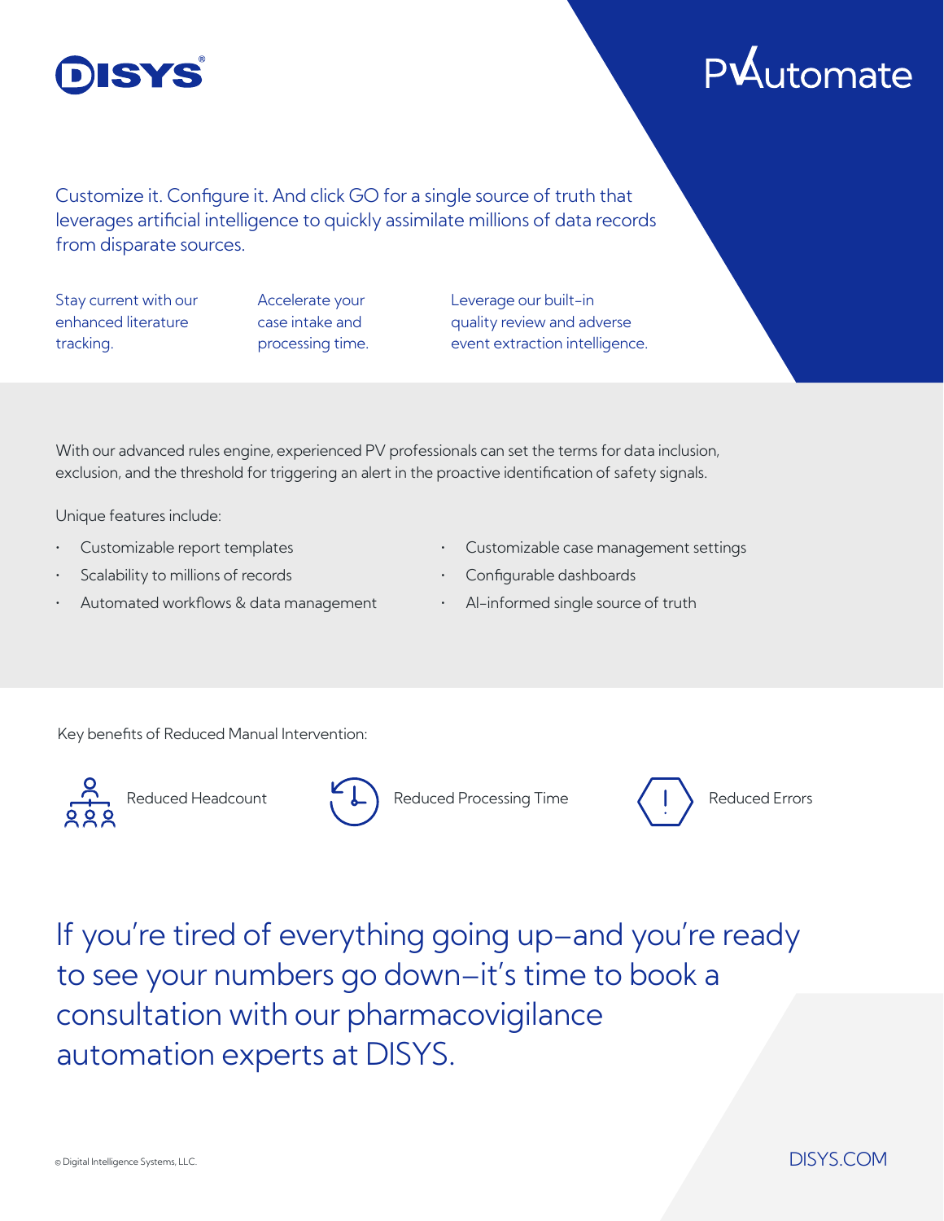DISYS®

# PVAutomate

Customize it. Configure it. And click GO for a single source of truth that leverages artificial intelligence to quickly assimilate millions of data records from disparate sources.

Stay current with our enhanced literature tracking.

Accelerate your case intake and processing time.

Leverage our built-in quality review and adverse event extraction intelligence.

With our advanced rules engine, experienced PV professionals can set the terms for data inclusion, exclusion, and the threshold for triggering an alert in the proactive identification of safety signals.

Unique features include:

- Customizable report templates
- Scalability to millions of records
- Automated workflows & data management
- Customizable case management settings
- Configurable dashboards
- AI-informed single source of truth

Key benefits of Reduced Manual Intervention:

- Reduced Headcount
- Reduced Processing Time
- Reduced Errors

## If you're tired of everything going up–and you're ready to see your numbers go down–it's time to book a consultation with our pharmacovigilance automation experts at DISYS.

© Digital Intelligence Systems, LLC.

DISYS.COM